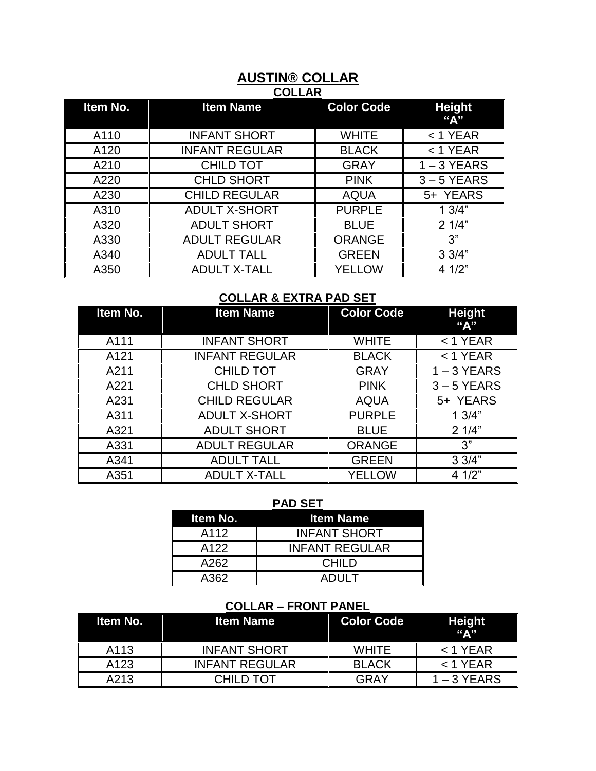# AUSTIN® COLLAR

## COLLAR

| Item No. | Item Name | Color Code | Height "A" |
|---|---|---|---|
| A110 | INFANT SHORT | WHITE | < 1 YEAR |
| A120 | INFANT REGULAR | BLACK | < 1 YEAR |
| A210 | CHILD TOT | GRAY | 1 – 3 YEARS |
| A220 | CHLD SHORT | PINK | 3 – 5 YEARS |
| A230 | CHILD REGULAR | AQUA | 5+ YEARS |
| A310 | ADULT X-SHORT | PURPLE | 1 3/4" |
| A320 | ADULT SHORT | BLUE | 2 1/4" |
| A330 | ADULT REGULAR | ORANGE | 3" |
| A340 | ADULT TALL | GREEN | 3 3/4" |
| A350 | ADULT X-TALL | YELLOW | 4 1/2" |

## COLLAR & EXTRA PAD SET

| Item No. | Item Name | Color Code | Height "A" |
|---|---|---|---|
| A111 | INFANT SHORT | WHITE | < 1 YEAR |
| A121 | INFANT REGULAR | BLACK | < 1 YEAR |
| A211 | CHILD TOT | GRAY | 1 – 3 YEARS |
| A221 | CHLD SHORT | PINK | 3 – 5 YEARS |
| A231 | CHILD REGULAR | AQUA | 5+ YEARS |
| A311 | ADULT X-SHORT | PURPLE | 1 3/4" |
| A321 | ADULT SHORT | BLUE | 2 1/4" |
| A331 | ADULT REGULAR | ORANGE | 3" |
| A341 | ADULT TALL | GREEN | 3 3/4" |
| A351 | ADULT X-TALL | YELLOW | 4 1/2" |

## PAD SET

| Item No. | Item Name |
|---|---|
| A112 | INFANT SHORT |
| A122 | INFANT REGULAR |
| A262 | CHILD |
| A362 | ADULT |

## COLLAR – FRONT PANEL

| Item No. | Item Name | Color Code | Height "A" |
|---|---|---|---|
| A113 | INFANT SHORT | WHITE | < 1 YEAR |
| A123 | INFANT REGULAR | BLACK | < 1 YEAR |
| A213 | CHILD TOT | GRAY | 1 – 3 YEARS |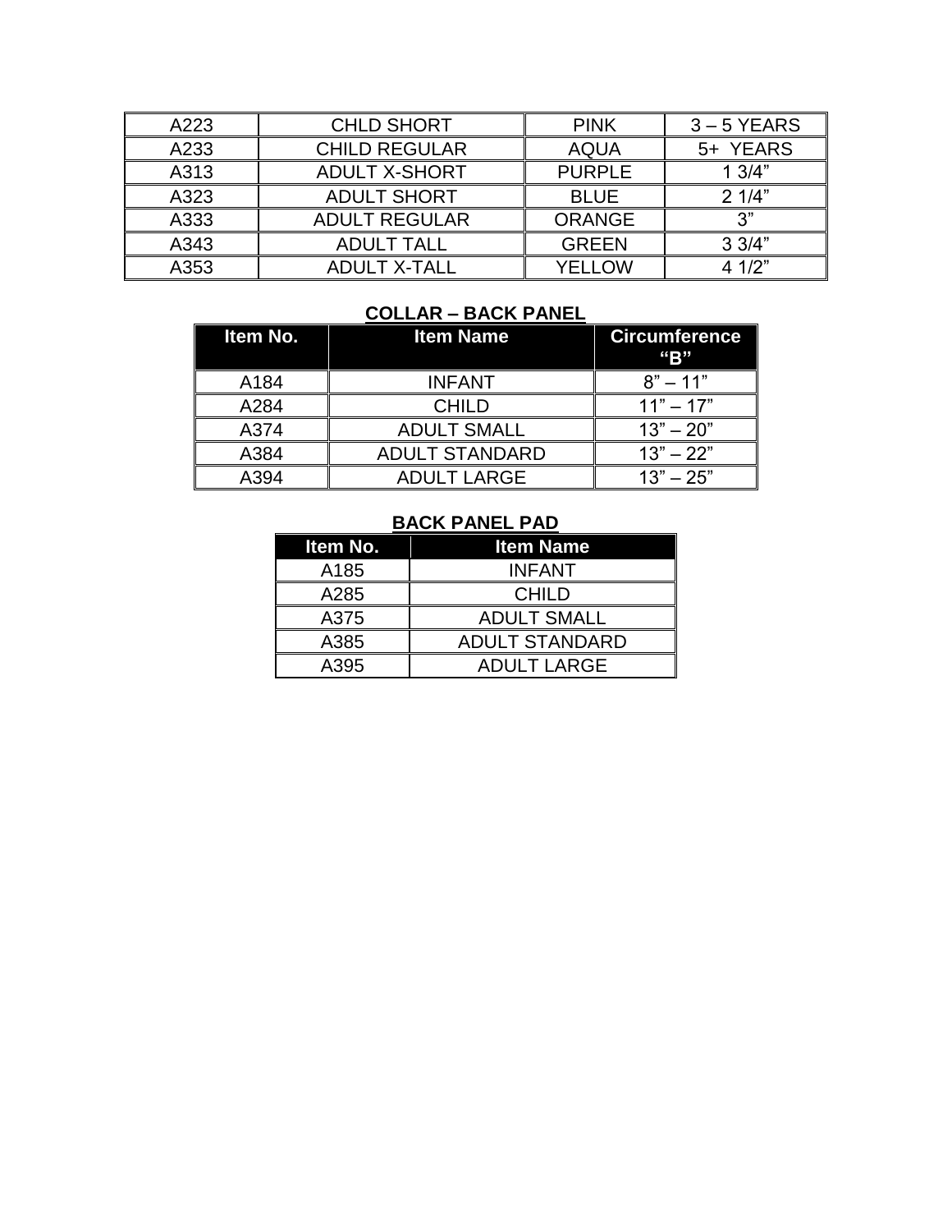| | | | |
|---|---|---|---|
| A223 | CHLD SHORT | PINK | 3 – 5 YEARS |
| A233 | CHILD REGULAR | AQUA | 5+ YEARS |
| A313 | ADULT X-SHORT | PURPLE | 1 3/4” |
| A323 | ADULT SHORT | BLUE | 2 1/4” |
| A333 | ADULT REGULAR | ORANGE | 3” |
| A343 | ADULT TALL | GREEN | 3 3/4” |
| A353 | ADULT X-TALL | YELLOW | 4 1/2” |

**COLLAR – BACK PANEL**

| Item No. | Item Name | Circumference “B” |
|---|---|---|
| A184 | INFANT | 8” – 11” |
| A284 | CHILD | 11” – 17” |
| A374 | ADULT SMALL | 13” – 20” |
| A384 | ADULT STANDARD | 13” – 22” |
| A394 | ADULT LARGE | 13” – 25” |

**BACK PANEL PAD**

| Item No. | Item Name |
|---|---|
| A185 | INFANT |
| A285 | CHILD |
| A375 | ADULT SMALL |
| A385 | ADULT STANDARD |
| A395 | ADULT LARGE |